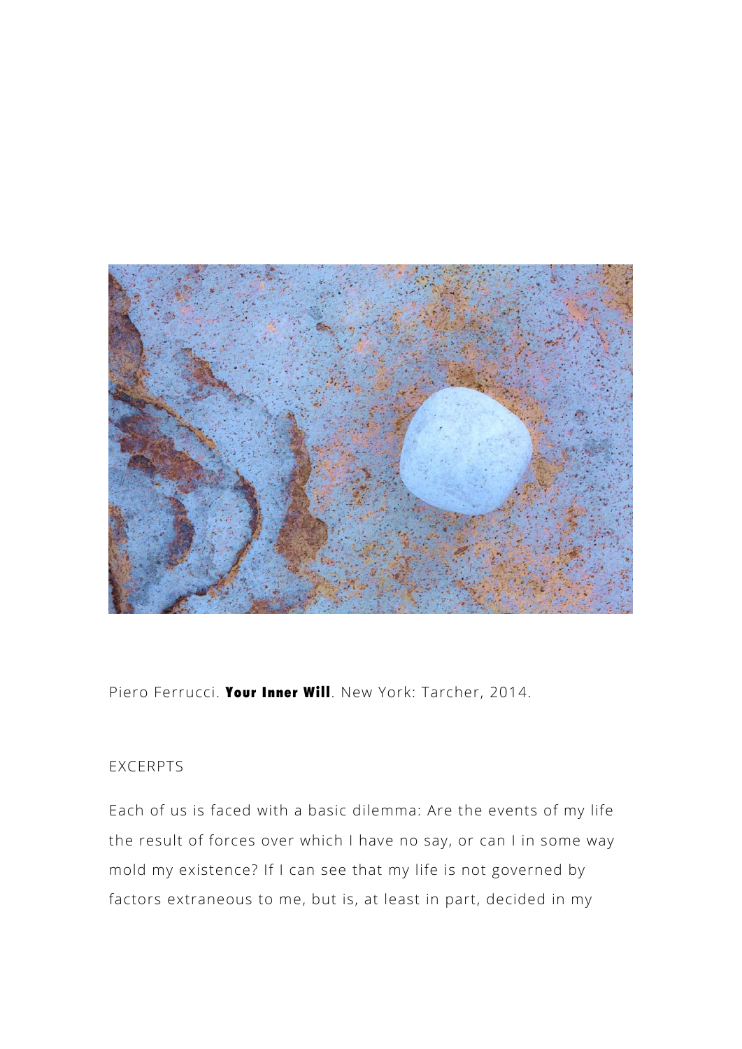Piero Ferrucci. **Your Inner Will**. New York: Tarcher, 2014.

EXCERPTS

Each of us is faced with a basic dilemma: Are the events of my life the result of forces over which I have no say, or can I in some way mold my existence? If I can see that my life is not governed by factors extraneous to me, but is, at least in part, decided in my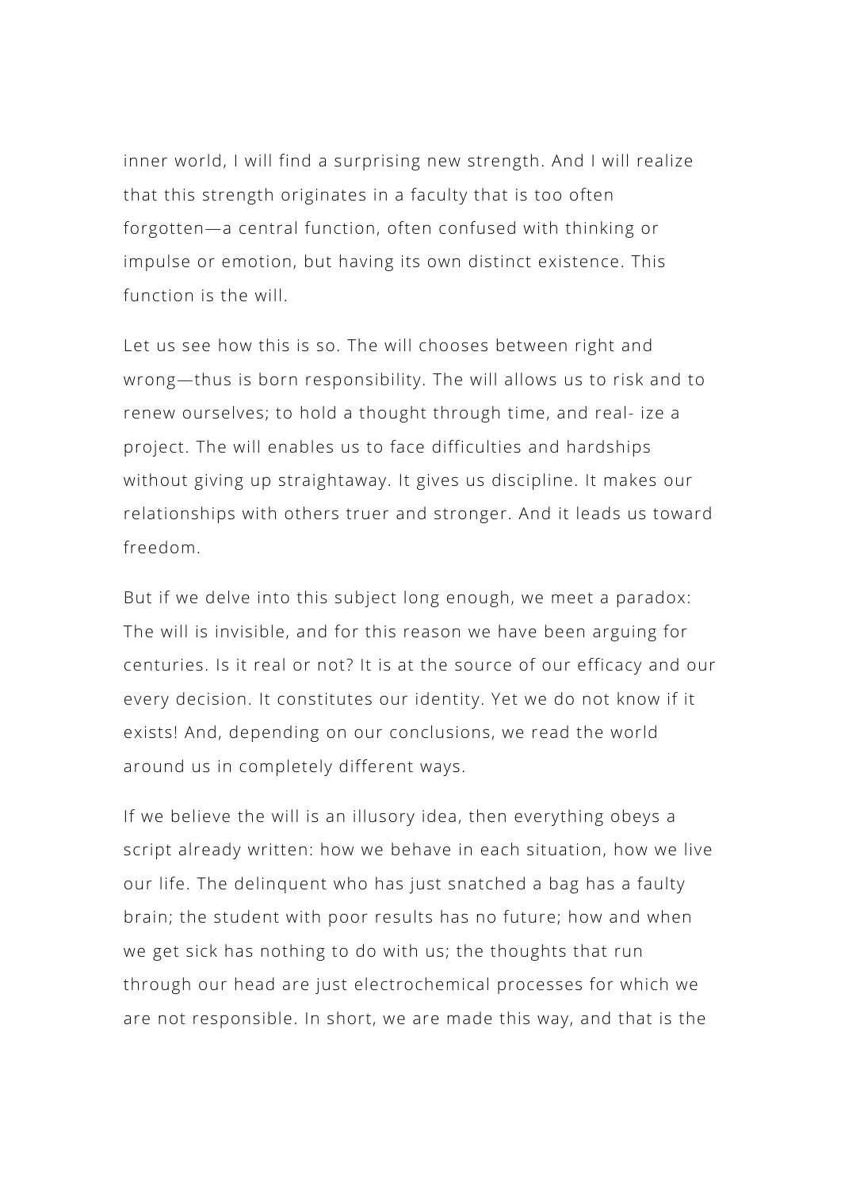inner world, I will find a surprising new strength. And I will realize that this strength originates in a faculty that is too often forgotten—a central function, often confused with thinking or impulse or emotion, but having its own distinct existence. This function is the will.

Let us see how this is so. The will chooses between right and wrong—thus is born responsibility. The will allows us to risk and to renew ourselves; to hold a thought through time, and real- ize a project. The will enables us to face difficulties and hardships without giving up straightaway. It gives us discipline. It makes our relationships with others truer and stronger. And it leads us toward freedom.

But if we delve into this subject long enough, we meet a paradox: The will is invisible, and for this reason we have been arguing for centuries. Is it real or not? It is at the source of our efficacy and our every decision. It constitutes our identity. Yet we do not know if it exists! And, depending on our conclusions, we read the world around us in completely different ways.

If we believe the will is an illusory idea, then everything obeys a script already written: how we behave in each situation, how we live our life. The delinquent who has just snatched a bag has a faulty brain; the student with poor results has no future; how and when we get sick has nothing to do with us; the thoughts that run through our head are just electrochemical processes for which we are not responsible. In short, we are made this way, and that is the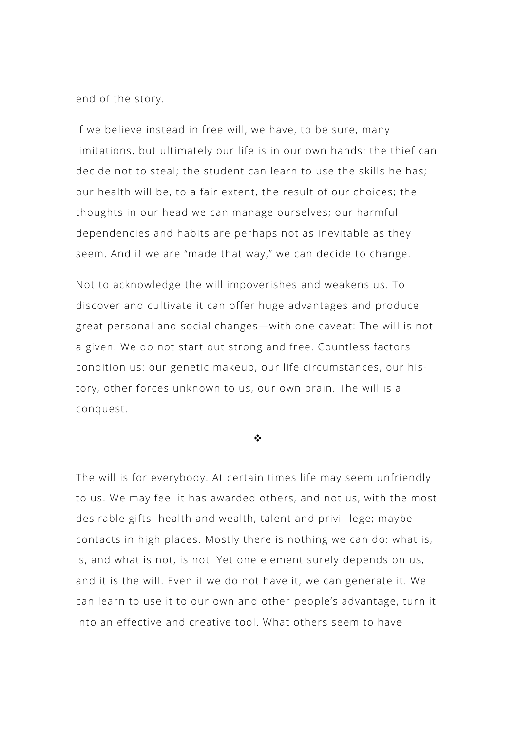end of the story.

If we believe instead in free will, we have, to be sure, many limitations, but ultimately our life is in our own hands; the thief can decide not to steal; the student can learn to use the skills he has; our health will be, to a fair extent, the result of our choices; the thoughts in our head we can manage ourselves; our harmful dependencies and habits are perhaps not as inevitable as they seem. And if we are "made that way," we can decide to change.

Not to acknowledge the will impoverishes and weakens us. To discover and cultivate it can offer huge advantages and produce great personal and social changes—with one caveat: The will is not a given. We do not start out strong and free. Countless factors condition us: our genetic makeup, our life circumstances, our history, other forces unknown to us, our own brain. The will is a conquest.

❖

The will is for everybody. At certain times life may seem unfriendly to us. We may feel it has awarded others, and not us, with the most desirable gifts: health and wealth, talent and privilege; maybe contacts in high places. Mostly there is nothing we can do: what is, is, and what is not, is not. Yet one element surely depends on us, and it is the will. Even if we do not have it, we can generate it. We can learn to use it to our own and other people's advantage, turn it into an effective and creative tool. What others seem to have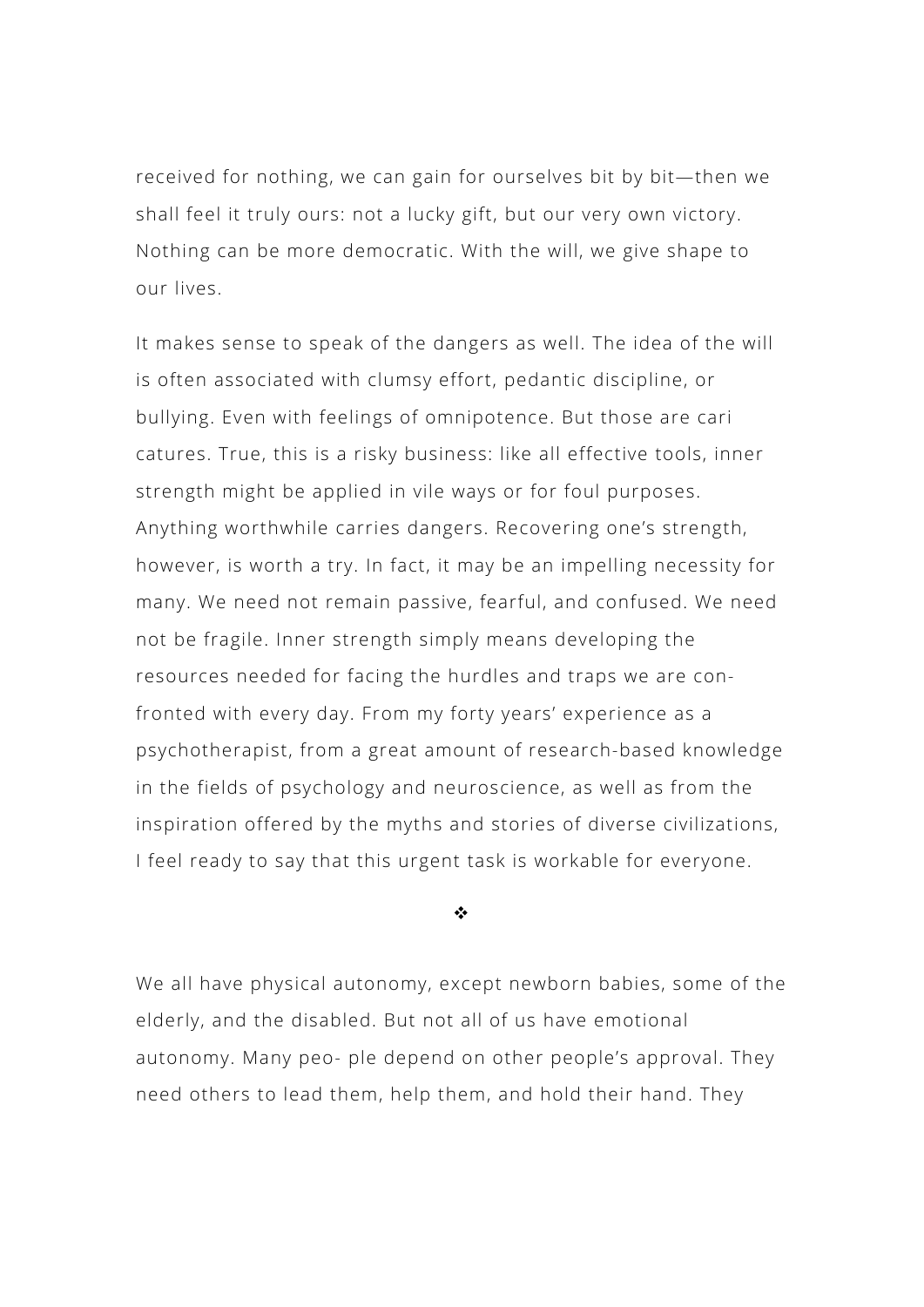received for nothing, we can gain for ourselves bit by bit—then we shall feel it truly ours: not a lucky gift, but our very own victory. Nothing can be more democratic. With the will, we give shape to our lives.

It makes sense to speak of the dangers as well. The idea of the will is often associated with clumsy effort, pedantic discipline, or bullying. Even with feelings of omnipotence. But those are caricatures. True, this is a risky business: like all effective tools, inner strength might be applied in vile ways or for foul purposes. Anything worthwhile carries dangers. Recovering one's strength, however, is worth a try. In fact, it may be an impelling necessity for many. We need not remain passive, fearful, and confused. We need not be fragile. Inner strength simply means developing the resources needed for facing the hurdles and traps we are confronted with every day. From my forty years' experience as a psychotherapist, from a great amount of research-based knowledge in the fields of psychology and neuroscience, as well as from the inspiration offered by the myths and stories of diverse civilizations, I feel ready to say that this urgent task is workable for everyone.

❖

We all have physical autonomy, except newborn babies, some of the elderly, and the disabled. But not all of us have emotional autonomy. Many people depend on other people's approval. They need others to lead them, help them, and hold their hand. They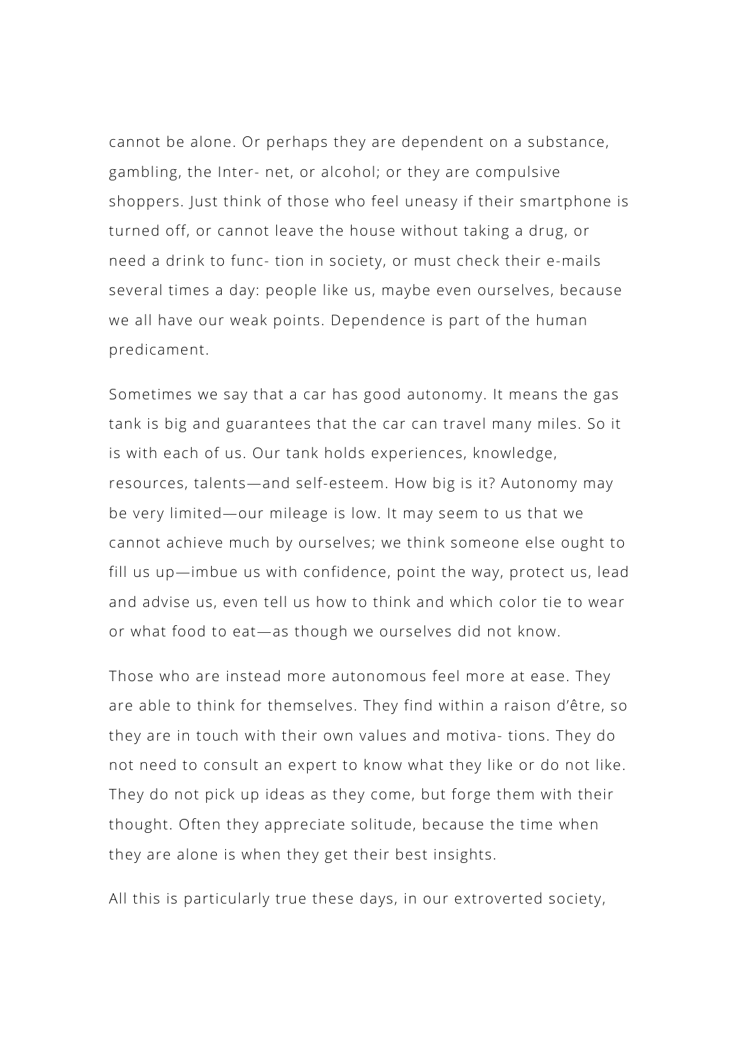cannot be alone. Or perhaps they are dependent on a substance, gambling, the Inter- net, or alcohol; or they are compulsive shoppers. Just think of those who feel uneasy if their smartphone is turned off, or cannot leave the house without taking a drug, or need a drink to func- tion in society, or must check their e-mails several times a day: people like us, maybe even ourselves, because we all have our weak points. Dependence is part of the human predicament.

Sometimes we say that a car has good autonomy. It means the gas tank is big and guarantees that the car can travel many miles. So it is with each of us. Our tank holds experiences, knowledge, resources, talents—and self-esteem. How big is it? Autonomy may be very limited—our mileage is low. It may seem to us that we cannot achieve much by ourselves; we think someone else ought to fill us up—imbue us with confidence, point the way, protect us, lead and advise us, even tell us how to think and which color tie to wear or what food to eat—as though we ourselves did not know.

Those who are instead more autonomous feel more at ease. They are able to think for themselves. They find within a raison d'être, so they are in touch with their own values and motiva- tions. They do not need to consult an expert to know what they like or do not like. They do not pick up ideas as they come, but forge them with their thought. Often they appreciate solitude, because the time when they are alone is when they get their best insights.

All this is particularly true these days, in our extroverted society,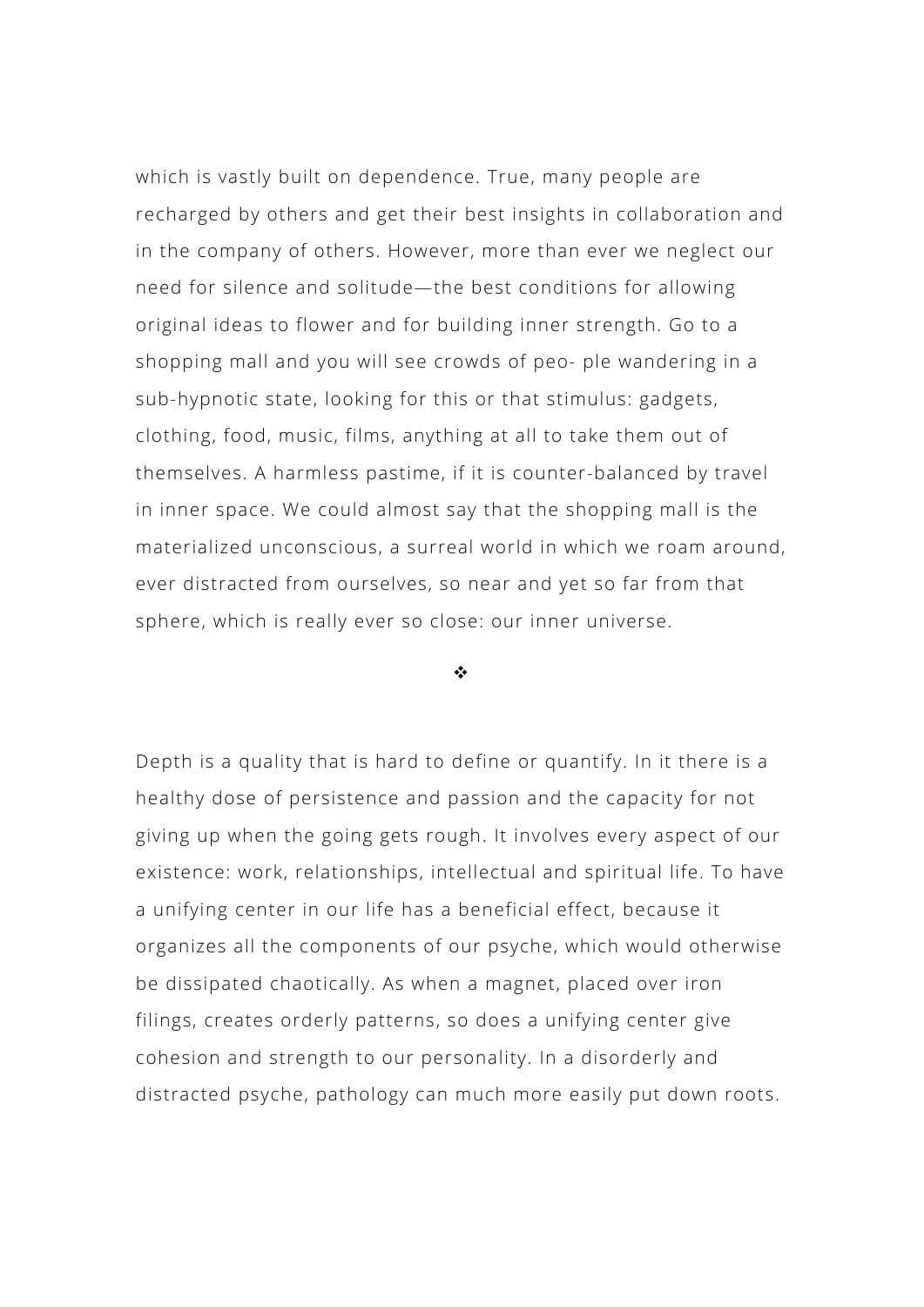which is vastly built on dependence. True, many people are recharged by others and get their best insights in collaboration and in the company of others. However, more than ever we neglect our need for silence and solitude—the best conditions for allowing original ideas to flower and for building inner strength. Go to a shopping mall and you will see crowds of people wandering in a sub-hypnotic state, looking for this or that stimulus: gadgets, clothing, food, music, films, anything at all to take them out of themselves. A harmless pastime, if it is counter-balanced by travel in inner space. We could almost say that the shopping mall is the materialized unconscious, a surreal world in which we roam around, ever distracted from ourselves, so near and yet so far from that sphere, which is really ever so close: our inner universe.

❖

Depth is a quality that is hard to define or quantify. In it there is a healthy dose of persistence and passion and the capacity for not giving up when the going gets rough. It involves every aspect of our existence: work, relationships, intellectual and spiritual life. To have a unifying center in our life has a beneficial effect, because it organizes all the components of our psyche, which would otherwise be dissipated chaotically. As when a magnet, placed over iron filings, creates orderly patterns, so does a unifying center give cohesion and strength to our personality. In a disorderly and distracted psyche, pathology can much more easily put down roots.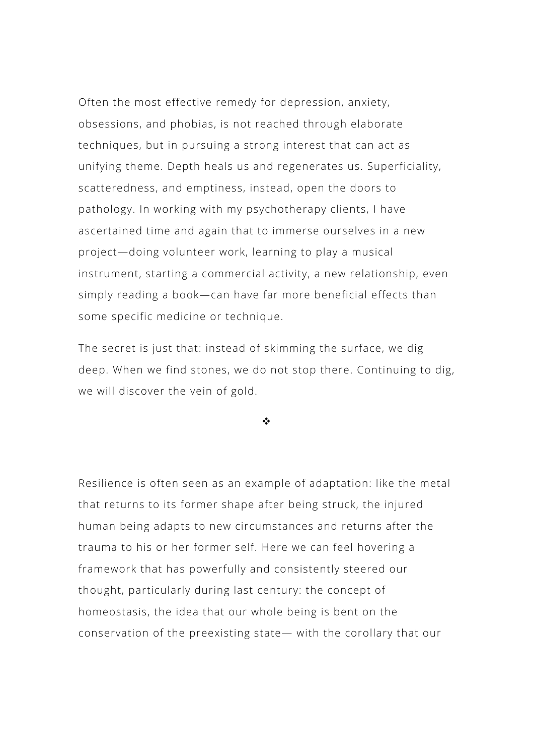Often the most effective remedy for depression, anxiety, obsessions, and phobias, is not reached through elaborate techniques, but in pursuing a strong interest that can act as unifying theme. Depth heals us and regenerates us. Superficiality, scatteredness, and emptiness, instead, open the doors to pathology. In working with my psychotherapy clients, I have ascertained time and again that to immerse ourselves in a new project—doing volunteer work, learning to play a musical instrument, starting a commercial activity, a new relationship, even simply reading a book—can have far more beneficial effects than some specific medicine or technique.

The secret is just that: instead of skimming the surface, we dig deep. When we find stones, we do not stop there. Continuing to dig, we will discover the vein of gold.

❖

Resilience is often seen as an example of adaptation: like the metal that returns to its former shape after being struck, the injured human being adapts to new circumstances and returns after the trauma to his or her former self. Here we can feel hovering a framework that has powerfully and consistently steered our thought, particularly during last century: the concept of homeostasis, the idea that our whole being is bent on the conservation of the preexisting state— with the corollary that our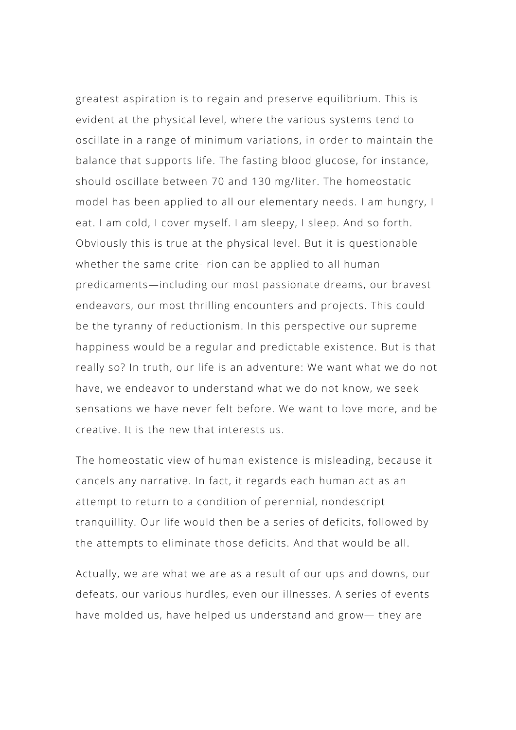greatest aspiration is to regain and preserve equilibrium. This is evident at the physical level, where the various systems tend to oscillate in a range of minimum variations, in order to maintain the balance that supports life. The fasting blood glucose, for instance, should oscillate between 70 and 130 mg/liter. The homeostatic model has been applied to all our elementary needs. I am hungry, I eat. I am cold, I cover myself. I am sleepy, I sleep. And so forth. Obviously this is true at the physical level. But it is questionable whether the same crite- rion can be applied to all human predicaments—including our most passionate dreams, our bravest endeavors, our most thrilling encounters and projects. This could be the tyranny of reductionism. In this perspective our supreme happiness would be a regular and predictable existence. But is that really so? In truth, our life is an adventure: We want what we do not have, we endeavor to understand what we do not know, we seek sensations we have never felt before. We want to love more, and be creative. It is the new that interests us.

The homeostatic view of human existence is misleading, because it cancels any narrative. In fact, it regards each human act as an attempt to return to a condition of perennial, nondescript tranquillity. Our life would then be a series of deficits, followed by the attempts to eliminate those deficits. And that would be all.

Actually, we are what we are as a result of our ups and downs, our defeats, our various hurdles, even our illnesses. A series of events have molded us, have helped us understand and grow— they are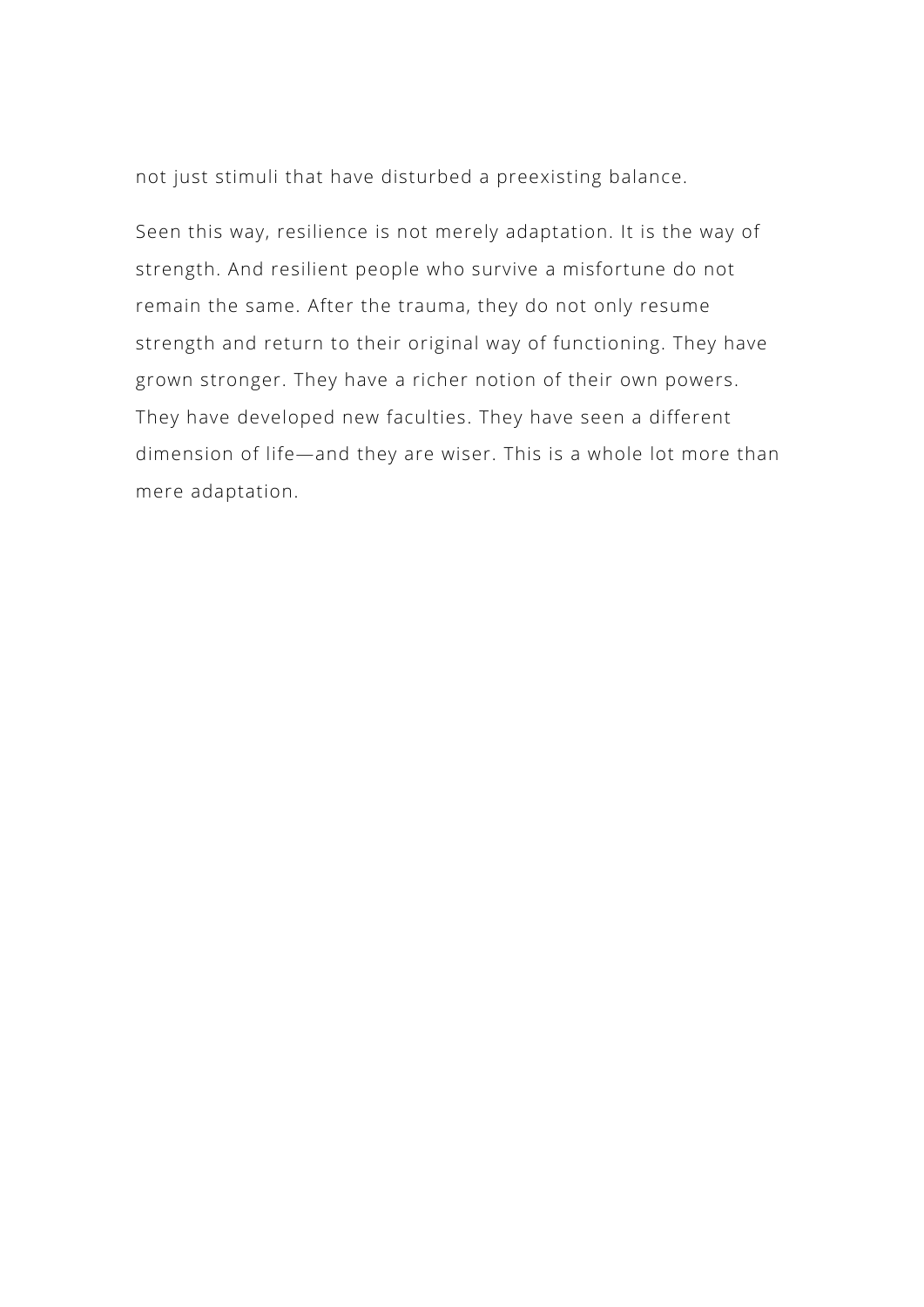not just stimuli that have disturbed a preexisting balance.

Seen this way, resilience is not merely adaptation. It is the way of strength. And resilient people who survive a misfortune do not remain the same. After the trauma, they do not only resume strength and return to their original way of functioning. They have grown stronger. They have a richer notion of their own powers. They have developed new faculties. They have seen a different dimension of life—and they are wiser. This is a whole lot more than mere adaptation.